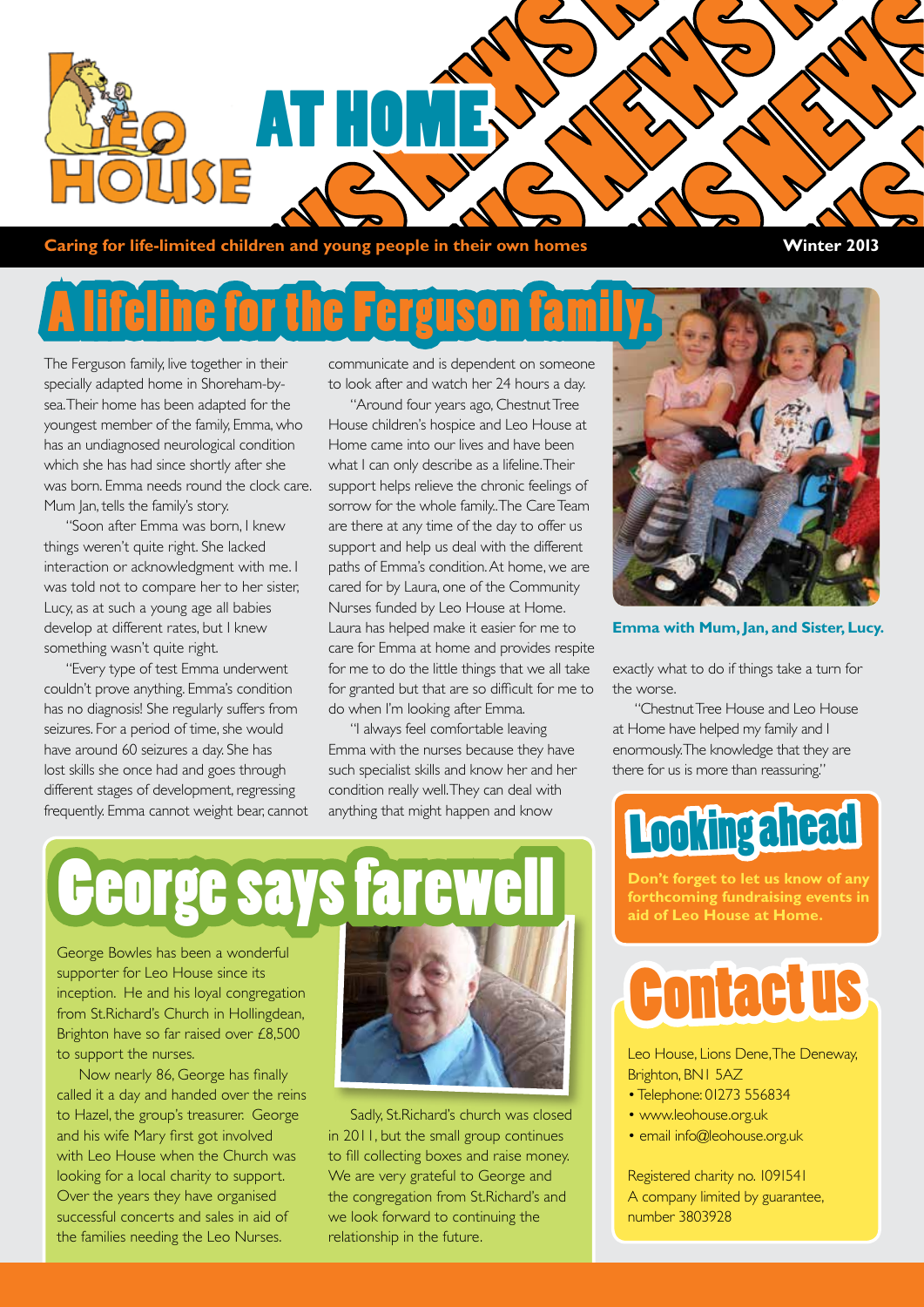# Leo House AT HOME NEWS

**Caring for life-limited children and young people in their own homes** **Winter 2013**

## A lifeline for the Ferguson family.

The Ferguson family, live together in their specially adapted home in Shoreham-by-sea. Their home has been adapted for the youngest member of the family, Emma, who has an undiagnosed neurological condition which she has had since shortly after she was born. Emma needs round the clock care. Mum Jan, tells the family's story.

"Soon after Emma was born, I knew things weren't quite right. She lacked interaction or acknowledgment with me. I was told not to compare her to her sister, Lucy, as at such a young age all babies develop at different rates, but I knew something wasn't quite right.

"Every type of test Emma underwent couldn't prove anything. Emma's condition has no diagnosis! She regularly suffers from seizures. For a period of time, she would have around 60 seizures a day. She has lost skills she once had and goes through different stages of development, regressing frequently. Emma cannot weight bear, cannot communicate and is dependent on someone to look after and watch her 24 hours a day.

"Around four years ago, Chestnut Tree House children's hospice and Leo House at Home came into our lives and have been what I can only describe as a lifeline. Their support helps relieve the chronic feelings of sorrow for the whole family.. The Care Team are there at any time of the day to offer us support and help us deal with the different paths of Emma's condition. At home, we are cared for by Laura, one of the Community Nurses funded by Leo House at Home. Laura has helped make it easier for me to care for Emma at home and provides respite for me to do the little things that we all take for granted but that are so difficult for me to do when I'm looking after Emma.

"I always feel comfortable leaving Emma with the nurses because they have such specialist skills and know her and her condition really well. They can deal with anything that might happen and know exactly what to do if things take a turn for the worse.

"Chestnut Tree House and Leo House at Home have helped my family and I enormously. The knowledge that they are there for us is more than reassuring."

**Emma with Mum, Jan, and Sister, Lucy.**

## George says farewell

George Bowles has been a wonderful supporter for Leo House since its inception. He and his loyal congregation from St.Richard's Church in Hollingdean, Brighton have so far raised over £8,500 to support the nurses.

Now nearly 86, George has finally called it a day and handed over the reins to Hazel, the group's treasurer. George and his wife Mary first got involved with Leo House when the Church was looking for a local charity to support. Over the years they have organised successful concerts and sales in aid of the families needing the Leo Nurses.

Sadly, St.Richard's church was closed in 2011, but the small group continues to fill collecting boxes and raise money. We are very grateful to George and the congregation from St.Richard's and we look forward to continuing the relationship in the future.

## Looking ahead

**Don't forget to let us know of any forthcoming fundraising events in aid of Leo House at Home.**

## Contact us

Leo House, Lions Dene, The Deneway, Brighton, BN1 5AZ

- Telephone: 01273 556834
- www.leohouse.org.uk
- email info@leohouse.org.uk

Registered charity no. 1091541
A company limited by guarantee, number 3803928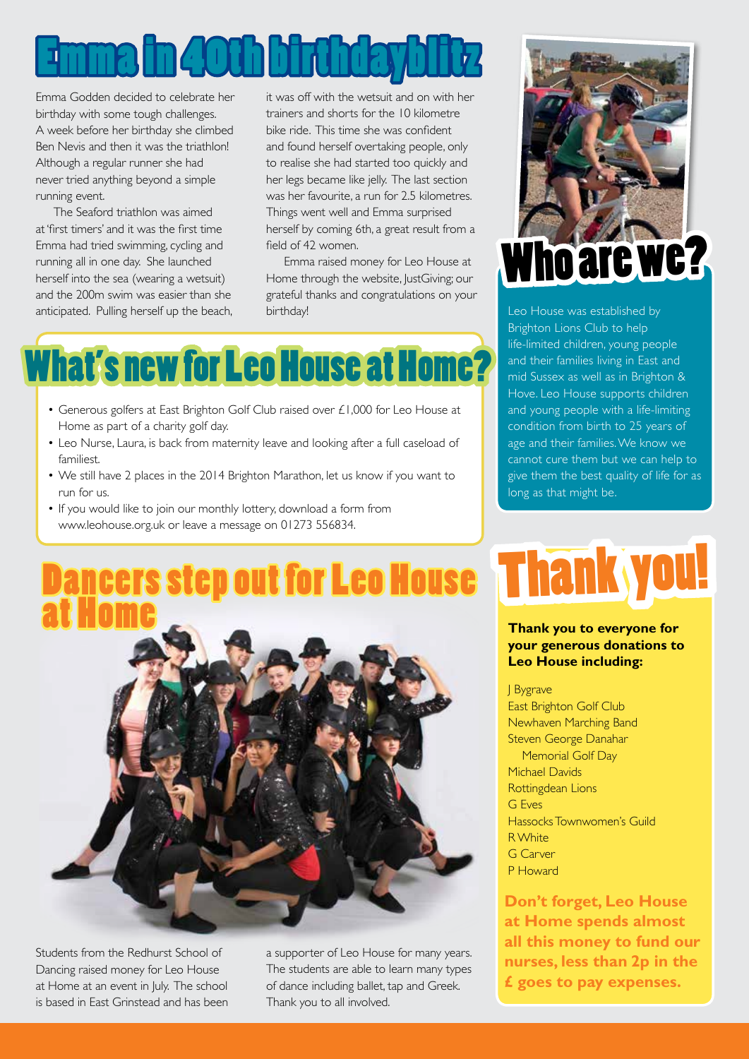# Emma in 40th birthday blitz

Emma Godden decided to celebrate her birthday with some tough challenges. A week before her birthday she climbed Ben Nevis and then it was the triathlon! Although a regular runner she had never tried anything beyond a simple running event.

The Seaford triathlon was aimed at 'first timers' and it was the first time Emma had tried swimming, cycling and running all in one day. She launched herself into the sea (wearing a wetsuit) and the 200m swim was easier than she anticipated. Pulling herself up the beach, it was off with the wetsuit and on with her trainers and shorts for the 10 kilometre bike ride. This time she was confident and found herself overtaking people, only to realise she had started too quickly and her legs became like jelly. The last section was her favourite, a run for 2.5 kilometres. Things went well and Emma surprised herself by coming 6th, a great result from a field of 42 women.

Emma raised money for Leo House at Home through the website, JustGiving; our grateful thanks and congratulations on your birthday!

# Who are we?

Leo House was established by Brighton Lions Club to help life-limited children, young people and their families living in East and mid Sussex as well as in Brighton & Hove. Leo House supports children and young people with a life-limiting condition from birth to 25 years of age and their families. We know we cannot cure them but we can help to give them the best quality of life for as long as that might be.

# What's new for Leo House at Home?

- Generous golfers at East Brighton Golf Club raised over £1,000 for Leo House at Home as part of a charity golf day.
- Leo Nurse, Laura, is back from maternity leave and looking after a full caseload of familiest.
- We still have 2 places in the 2014 Brighton Marathon, let us know if you want to run for us.
- If you would like to join our monthly lottery, download a form from www.leohouse.org.uk or leave a message on 01273 556834.

# Dancers step out for Leo House at Home

Students from the Redhurst School of Dancing raised money for Leo House at Home at an event in July. The school is based in East Grinstead and has been a supporter of Leo House for many years. The students are able to learn many types of dance including ballet, tap and Greek. Thank you to all involved.

# Thank you!

**Thank you to everyone for your generous donations to Leo House including:**

J Bygrave
East Brighton Golf Club
Newhaven Marching Band
Steven George Danahar Memorial Golf Day
Michael Davids
Rottingdean Lions
G Eves
Hassocks Townwomen's Guild
R White
G Carver
P Howard

**Don't forget, Leo House at Home spends almost all this money to fund our nurses, less than 2p in the £ goes to pay expenses.**